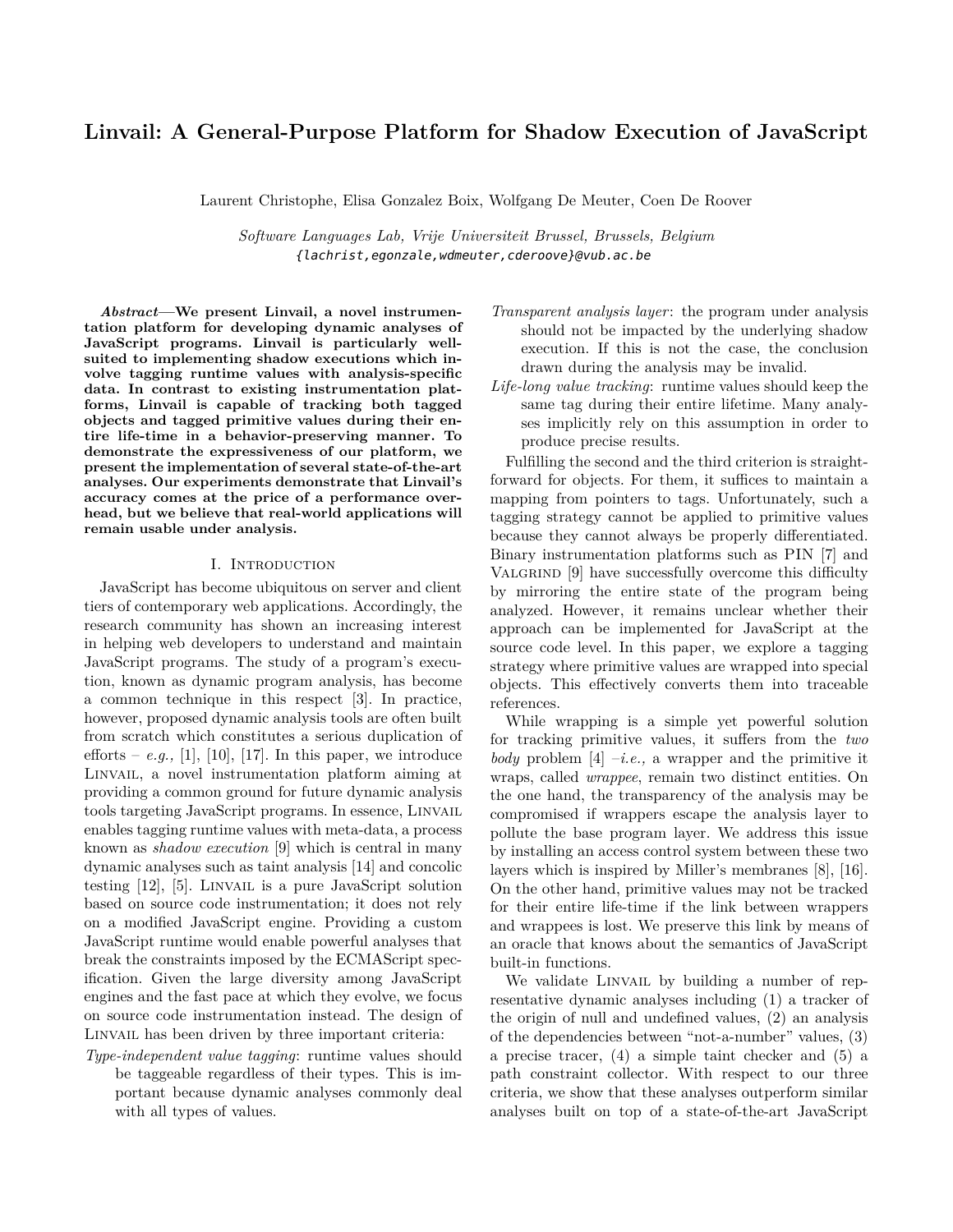# Linvail: A General-Purpose Platform for Shadow Execution of JavaScript

Laurent Christophe, Elisa Gonzalez Boix, Wolfgang De Meuter, Coen De Roover

*Software Languages Lab, Vrije Universiteit Brussel, Brussels, Belgium*
{lachrist,egonzale,wdmeuter,cderoove}@vub.ac.be

***Abstract*—We present Linvail, a novel instrumentation platform for developing dynamic analyses of JavaScript programs. Linvail is particularly well-suited to implementing shadow executions which involve tagging runtime values with analysis-specific data. In contrast to existing instrumentation platforms, Linvail is capable of tracking both tagged objects and tagged primitive values during their entire life-time in a behavior-preserving manner. To demonstrate the expressiveness of our platform, we present the implementation of several state-of-the-art analyses. Our experiments demonstrate that Linvail's accuracy comes at the price of a performance overhead, but we believe that real-world applications will remain usable under analysis.**

## I. Introduction

JavaScript has become ubiquitous on server and client tiers of contemporary web applications. Accordingly, the research community has shown an increasing interest in helping web developers to understand and maintain JavaScript programs. The study of a program's execution, known as dynamic program analysis, has become a common technique in this respect [3]. In practice, however, proposed dynamic analysis tools are often built from scratch which constitutes a serious duplication of efforts – *e.g.,* [1], [10], [17]. In this paper, we introduce Linvail, a novel instrumentation platform aiming at providing a common ground for future dynamic analysis tools targeting JavaScript programs. In essence, Linvail enables tagging runtime values with meta-data, a process known as *shadow execution* [9] which is central in many dynamic analyses such as taint analysis [14] and concolic testing [12], [5]. Linvail is a pure JavaScript solution based on source code instrumentation; it does not rely on a modified JavaScript engine. Providing a custom JavaScript runtime would enable powerful analyses that break the constraints imposed by the ECMAScript specification. Given the large diversity among JavaScript engines and the fast pace at which they evolve, we focus on source code instrumentation instead. The design of Linvail has been driven by three important criteria:

*Type-independent value tagging*: runtime values should be taggeable regardless of their types. This is important because dynamic analyses commonly deal with all types of values.

*Transparent analysis layer*: the program under analysis should not be impacted by the underlying shadow execution. If this is not the case, the conclusion drawn during the analysis may be invalid.

*Life-long value tracking*: runtime values should keep the same tag during their entire lifetime. Many analyses implicitly rely on this assumption in order to produce precise results.

Fulfilling the second and the third criterion is straightforward for objects. For them, it suffices to maintain a mapping from pointers to tags. Unfortunately, such a tagging strategy cannot be applied to primitive values because they cannot always be properly differentiated. Binary instrumentation platforms such as PIN [7] and Valgrind [9] have successfully overcome this difficulty by mirroring the entire state of the program being analyzed. However, it remains unclear whether their approach can be implemented for JavaScript at the source code level. In this paper, we explore a tagging strategy where primitive values are wrapped into special objects. This effectively converts them into traceable references.

While wrapping is a simple yet powerful solution for tracking primitive values, it suffers from the *two body* problem [4] –*i.e.,* a wrapper and the primitive it wraps, called *wrappee*, remain two distinct entities. On the one hand, the transparency of the analysis may be compromised if wrappers escape the analysis layer to pollute the base program layer. We address this issue by installing an access control system between these two layers which is inspired by Miller's membranes [8], [16]. On the other hand, primitive values may not be tracked for their entire life-time if the link between wrappers and wrappees is lost. We preserve this link by means of an oracle that knows about the semantics of JavaScript built-in functions.

We validate Linvail by building a number of representative dynamic analyses including (1) a tracker of the origin of null and undefined values, (2) an analysis of the dependencies between "not-a-number" values, (3) a precise tracer, (4) a simple taint checker and (5) a path constraint collector. With respect to our three criteria, we show that these analyses outperform similar analyses built on top of a state-of-the-art JavaScript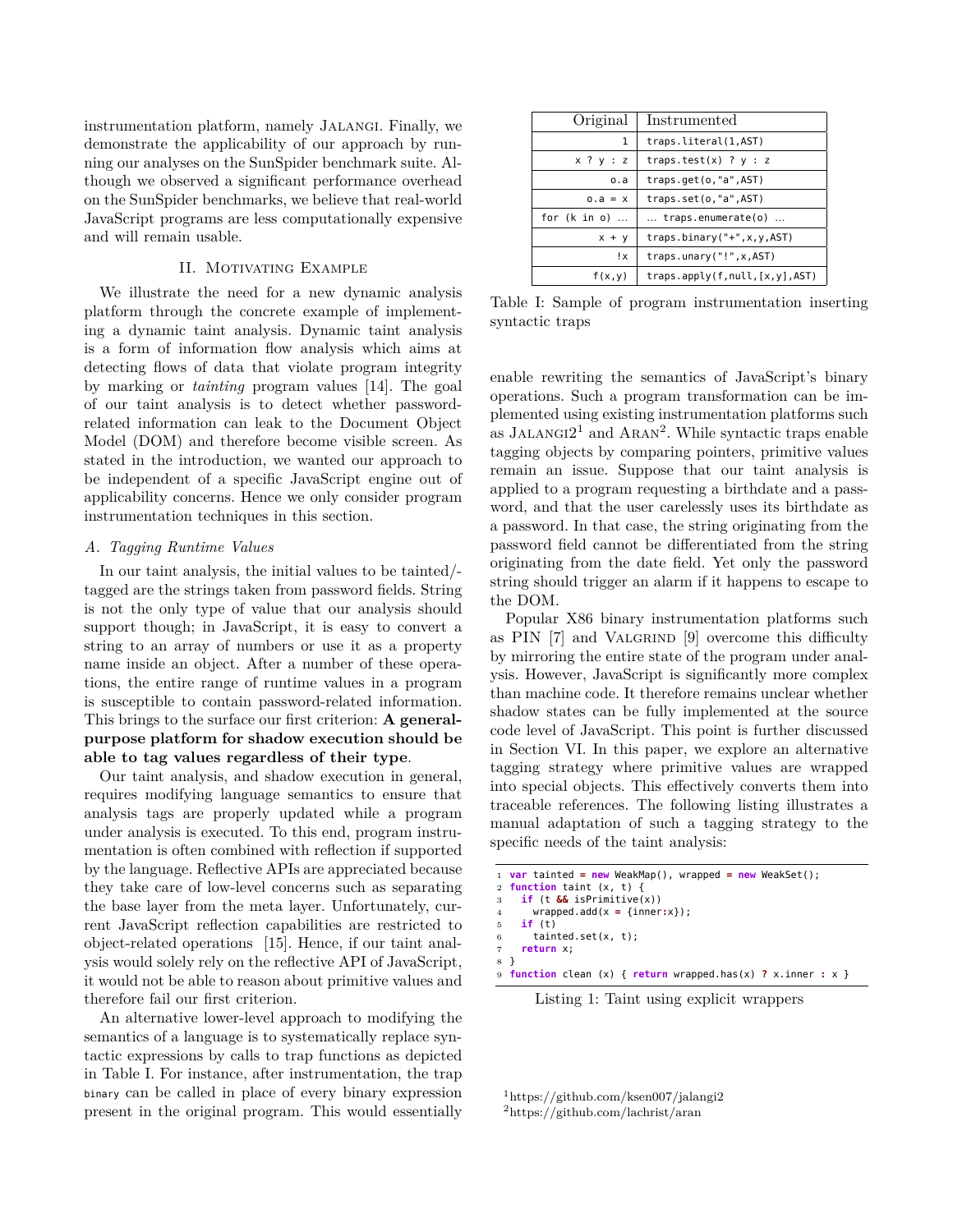instrumentation platform, namely Jalangi. Finally, we demonstrate the applicability of our approach by running our analyses on the SunSpider benchmark suite. Although we observed a significant performance overhead on the SunSpider benchmarks, we believe that real-world JavaScript programs are less computationally expensive and will remain usable.

## II. Motivating Example

We illustrate the need for a new dynamic analysis platform through the concrete example of implementing a dynamic taint analysis. Dynamic taint analysis is a form of information flow analysis which aims at detecting flows of data that violate program integrity by marking or *tainting* program values [14]. The goal of our taint analysis is to detect whether password-related information can leak to the Document Object Model (DOM) and therefore become visible screen. As stated in the introduction, we wanted our approach to be independent of a specific JavaScript engine out of applicability concerns. Hence we only consider program instrumentation techniques in this section.

### *A. Tagging Runtime Values*

In our taint analysis, the initial values to be tainted/-tagged are the strings taken from password fields. String is not the only type of value that our analysis should support though; in JavaScript, it is easy to convert a string to an array of numbers or use it as a property name inside an object. After a number of these operations, the entire range of runtime values in a program is susceptible to contain password-related information. This brings to the surface our first criterion: **A general-purpose platform for shadow execution should be able to tag values regardless of their type**.

Our taint analysis, and shadow execution in general, requires modifying language semantics to ensure that analysis tags are properly updated while a program under analysis is executed. To this end, program instrumentation is often combined with reflection if supported by the language. Reflective APIs are appreciated because they take care of low-level concerns such as separating the base layer from the meta layer. Unfortunately, current JavaScript reflection capabilities are restricted to object-related operations [15]. Hence, if our taint analysis would solely rely on the reflective API of JavaScript, it would not be able to reason about primitive values and therefore fail our first criterion.

An alternative lower-level approach to modifying the semantics of a language is to systematically replace syntactic expressions by calls to trap functions as depicted in Table I. For instance, after instrumentation, the trap `binary` can be called in place of every binary expression present in the original program. This would essentially enable rewriting the semantics of JavaScript's binary operations. Such a program transformation can be implemented using existing instrumentation platforms such as Jalangi2[1] and Aran[2]. While syntactic traps enable tagging objects by comparing pointers, primitive values remain an issue. Suppose that our taint analysis is applied to a program requesting a birthdate and a password, and that the user carelessly uses its birthdate as a password. In that case, the string originating from the password field cannot be differentiated from the string originating from the date field. Yet only the password string should trigger an alarm if it happens to escape to the DOM.

| Original | Instrumented |
|---|---|
| `1` | `traps.literal(1,AST)` |
| `x ? y : z` | `traps.test(x) ? y : z` |
| `o.a` | `traps.get(o,"a",AST)` |
| `o.a = x` | `traps.set(o,"a",AST)` |
| `for (k in o) …` | `… traps.enumerate(o) …` |
| `x + y` | `traps.binary("+",x,y,AST)` |
| `!x` | `traps.unary("!",x,AST)` |
| `f(x,y)` | `traps.apply(f,null,[x,y],AST)` |

Table I: Sample of program instrumentation inserting syntactic traps

Popular X86 binary instrumentation platforms such as PIN [7] and Valgrind [9] overcome this difficulty by mirroring the entire state of the program under analysis. However, JavaScript is significantly more complex than machine code. It therefore remains unclear whether shadow states can be fully implemented at the source code level of JavaScript. This point is further discussed in Section VI. In this paper, we explore an alternative tagging strategy where primitive values are wrapped into special objects. This effectively converts them into traceable references. The following listing illustrates a manual adaptation of such a tagging strategy to the specific needs of the taint analysis:

```
1 var tainted = new WeakMap(), wrapped = new WeakSet();
2 function taint (x, t) {
3   if (t && isPrimitive(x))
4     wrapped.add(x = {inner:x});
5   if (t)
6     tainted.set(x, t);
7   return x;
8 }
9 function clean (x) { return wrapped.has(x) ? x.inner : x }
```

Listing 1: Taint using explicit wrappers

[1] https://github.com/ksen007/jalangi2

[2] https://github.com/lachrist/aran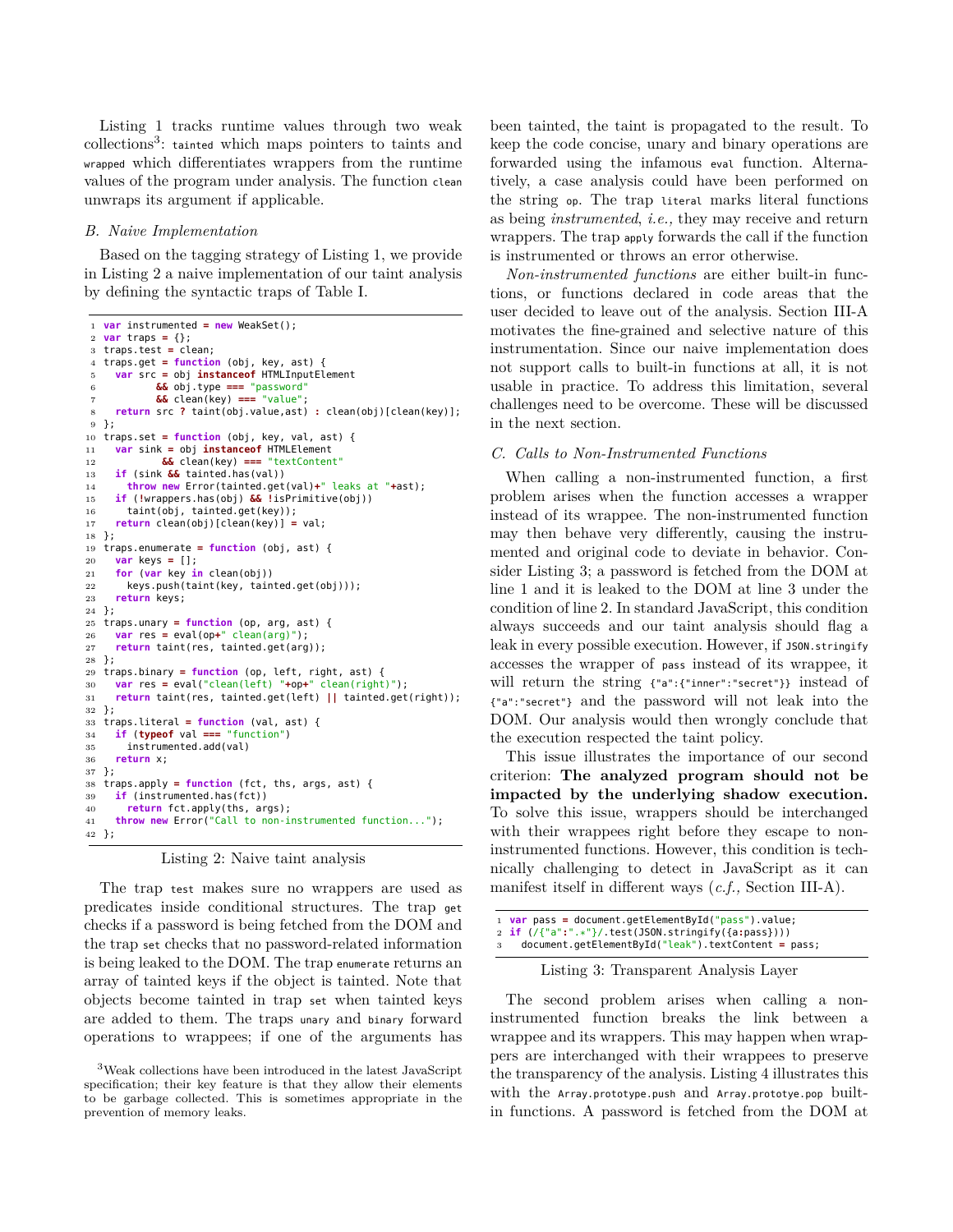Listing 1 tracks runtime values through two weak collections[3]: `tainted` which maps pointers to taints and `wrapped` which differentiates wrappers from the runtime values of the program under analysis. The function `clean` unwraps its argument if applicable.

### B. Naive Implementation

Based on the tagging strategy of Listing 1, we provide in Listing 2 a naive implementation of our taint analysis by defining the syntactic traps of Table I.

```
1  var instrumented = new WeakSet();
2  var traps = {};
3  traps.test = clean;
4  traps.get = function (obj, key, ast) {
5    var src = obj instanceof HTMLInputElement
6          && obj.type === "password"
7          && clean(key) === "value";
8    return src ? taint(obj.value,ast) : clean(obj)[clean(key)];
9  };
10 traps.set = function (obj, key, val, ast) {
11   var sink = obj instanceof HTMLElement
12          && clean(key) === "textContent"
13   if (sink && tainted.has(val))
14     throw new Error(tainted.get(val)+" leaks at "+ast);
15   if (!wrappers.has(obj) && !isPrimitive(obj))
16     taint(obj, tainted.get(key));
17   return clean(obj)[clean(key)] = val;
18 };
19 traps.enumerate = function (obj, ast) {
20   var keys = [];
21   for (var key in clean(obj))
22     keys.push(taint(key, tainted.get(obj)));
23   return keys;
24 };
25 traps.unary = function (op, arg, ast) {
26   var res = eval(op+" clean(arg)");
27   return taint(res, tainted.get(arg));
28 };
29 traps.binary = function (op, left, right, ast) {
30   var res = eval("clean(left) "+op+" clean(right)");
31   return taint(res, tainted.get(left) || tainted.get(right));
32 };
33 traps.literal = function (val, ast) {
34   if (typeof val === "function")
35     instrumented.add(val)
36   return x;
37 };
38 traps.apply = function (fct, ths, args, ast) {
39   if (instrumented.has(fct))
40     return fct.apply(ths, args);
41   throw new Error("Call to non-instrumented function...");
42 };
```

Listing 2: Naive taint analysis

The trap `test` makes sure no wrappers are used as predicates inside conditional structures. The trap `get` checks if a password is being fetched from the DOM and the trap `set` checks that no password-related information is being leaked to the DOM. The trap `enumerate` returns an array of tainted keys if the object is tainted. Note that objects become tainted in trap `set` when tainted keys are added to them. The traps `unary` and `binary` forward operations to wrappees; if one of the arguments has been tainted, the taint is propagated to the result. To keep the code concise, unary and binary operations are forwarded using the infamous `eval` function. Alternatively, a case analysis could have been performed on the string `op`. The trap `literal` marks literal functions as being *instrumented*, *i.e.,* they may receive and return wrappers. The trap `apply` forwards the call if the function is instrumented or throws an error otherwise.

*Non-instrumented functions* are either built-in functions, or functions declared in code areas that the user decided to leave out of the analysis. Section III-A motivates the fine-grained and selective nature of this instrumentation. Since our naive implementation does not support calls to built-in functions at all, it is not usable in practice. To address this limitation, several challenges need to be overcome. These will be discussed in the next section.

### C. Calls to Non-Instrumented Functions

When calling a non-instrumented function, a first problem arises when the function accesses a wrapper instead of its wrappee. The non-instrumented function may then behave very differently, causing the instrumented and original code to deviate in behavior. Consider Listing 3; a password is fetched from the DOM at line 1 and it is leaked to the DOM at line 3 under the condition of line 2. In standard JavaScript, this condition always succeeds and our taint analysis should flag a leak in every possible execution. However, if `JSON.stringify` accesses the wrapper of `pass` instead of its wrappee, it will return the string `{"a":{"inner":"secret"}}` instead of `{"a":"secret"}` and the password will not leak into the DOM. Our analysis would then wrongly conclude that the execution respected the taint policy.

This issue illustrates the importance of our second criterion: **The analyzed program should not be impacted by the underlying shadow execution.** To solve this issue, wrappers should be interchanged with their wrappees right before they escape to non-instrumented functions. However, this condition is technically challenging to detect in JavaScript as it can manifest itself in different ways (*c.f.,* Section III-A).

```
1 var pass = document.getElementById("pass").value;
2 if (/{"a":".*"}/.test(JSON.stringify({a:pass})))
3   document.getElementById("leak").textContent = pass;
```

Listing 3: Transparent Analysis Layer

The second problem arises when calling a non-instrumented function breaks the link between a wrappee and its wrappers. This may happen when wrappers are interchanged with their wrappees to preserve the transparency of the analysis. Listing 4 illustrates this with the `Array.prototype.push` and `Array.prototye.pop` built-in functions. A password is fetched from the DOM at

[3]Weak collections have been introduced in the latest JavaScript specification; their key feature is that they allow their elements to be garbage collected. This is sometimes appropriate in the prevention of memory leaks.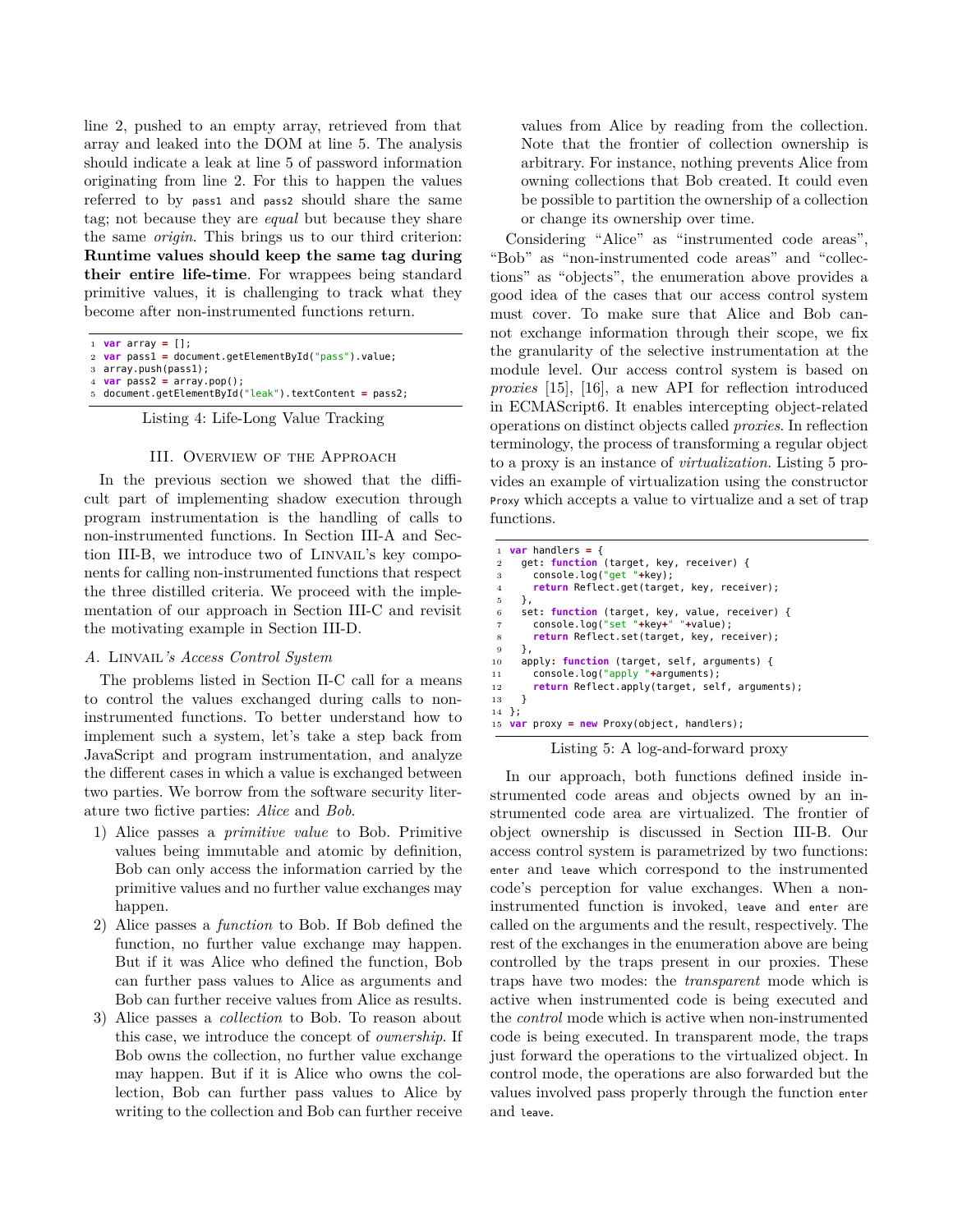line 2, pushed to an empty array, retrieved from that array and leaked into the DOM at line 5. The analysis should indicate a leak at line 5 of password information originating from line 2. For this to happen the values referred to by `pass1` and `pass2` should share the same tag; not because they are *equal* but because they share the same *origin*. This brings us to our third criterion: **Runtime values should keep the same tag during their entire life-time**. For wrappees being standard primitive values, it is challenging to track what they become after non-instrumented functions return.

```
1 var array = [];
2 var pass1 = document.getElementById("pass").value;
3 array.push(pass1);
4 var pass2 = array.pop();
5 document.getElementById("leak").textContent = pass2;
```

Listing 4: Life-Long Value Tracking

## III. Overview of the Approach

In the previous section we showed that the difficult part of implementing shadow execution through program instrumentation is the handling of calls to non-instrumented functions. In Section III-A and Section III-B, we introduce two of Linvail's key components for calling non-instrumented functions that respect the three distilled criteria. We proceed with the implementation of our approach in Section III-C and revisit the motivating example in Section III-D.

### *A. Linvail's Access Control System*

The problems listed in Section II-C call for a means to control the values exchanged during calls to non-instrumented functions. To better understand how to implement such a system, let's take a step back from JavaScript and program instrumentation, and analyze the different cases in which a value is exchanged between two parties. We borrow from the software security literature two fictive parties: *Alice* and *Bob*.

1) Alice passes a *primitive value* to Bob. Primitive values being immutable and atomic by definition, Bob can only access the information carried by the primitive values and no further value exchanges may happen.
2) Alice passes a *function* to Bob. If Bob defined the function, no further value exchange may happen. But if it was Alice who defined the function, Bob can further pass values to Alice as arguments and Bob can further receive values from Alice as results.
3) Alice passes a *collection* to Bob. To reason about this case, we introduce the concept of *ownership*. If Bob owns the collection, no further value exchange may happen. But if it is Alice who owns the collection, Bob can further pass values to Alice by writing to the collection and Bob can further receive values from Alice by reading from the collection. Note that the frontier of collection ownership is arbitrary. For instance, nothing prevents Alice from owning collections that Bob created. It could even be possible to partition the ownership of a collection or change its ownership over time.

Considering "Alice" as "instrumented code areas", "Bob" as "non-instrumented code areas" and "collections" as "objects", the enumeration above provides a good idea of the cases that our access control system must cover. To make sure that Alice and Bob cannot exchange information through their scope, we fix the granularity of the selective instrumentation at the module level. Our access control system is based on *proxies* [15], [16], a new API for reflection introduced in ECMAScript6. It enables intercepting object-related operations on distinct objects called *proxies*. In reflection terminology, the process of transforming a regular object to a proxy is an instance of *virtualization*. Listing 5 provides an example of virtualization using the constructor `Proxy` which accepts a value to virtualize and a set of trap functions.

```
1 var handlers = {
2   get: function (target, key, receiver) {
3     console.log("get "+key);
4     return Reflect.get(target, key, receiver);
5   },
6   set: function (target, key, value, receiver) {
7     console.log("set "+key+" "+value);
8     return Reflect.set(target, key, receiver);
9   },
10  apply: function (target, self, arguments) {
11    console.log("apply "+arguments);
12    return Reflect.apply(target, self, arguments);
13  }
14 };
15 var proxy = new Proxy(object, handlers);
```

Listing 5: A log-and-forward proxy

In our approach, both functions defined inside instrumented code areas and objects owned by an instrumented code area are virtualized. The frontier of object ownership is discussed in Section III-B. Our access control system is parametrized by two functions: `enter` and `leave` which correspond to the instrumented code's perception for value exchanges. When a non-instrumented function is invoked, `leave` and `enter` are called on the arguments and the result, respectively. The rest of the exchanges in the enumeration above are being controlled by the traps present in our proxies. These traps have two modes: the *transparent* mode which is active when instrumented code is being executed and the *control* mode which is active when non-instrumented code is being executed. In transparent mode, the traps just forward the operations to the virtualized object. In control mode, the operations are also forwarded but the values involved pass properly through the function `enter` and `leave`.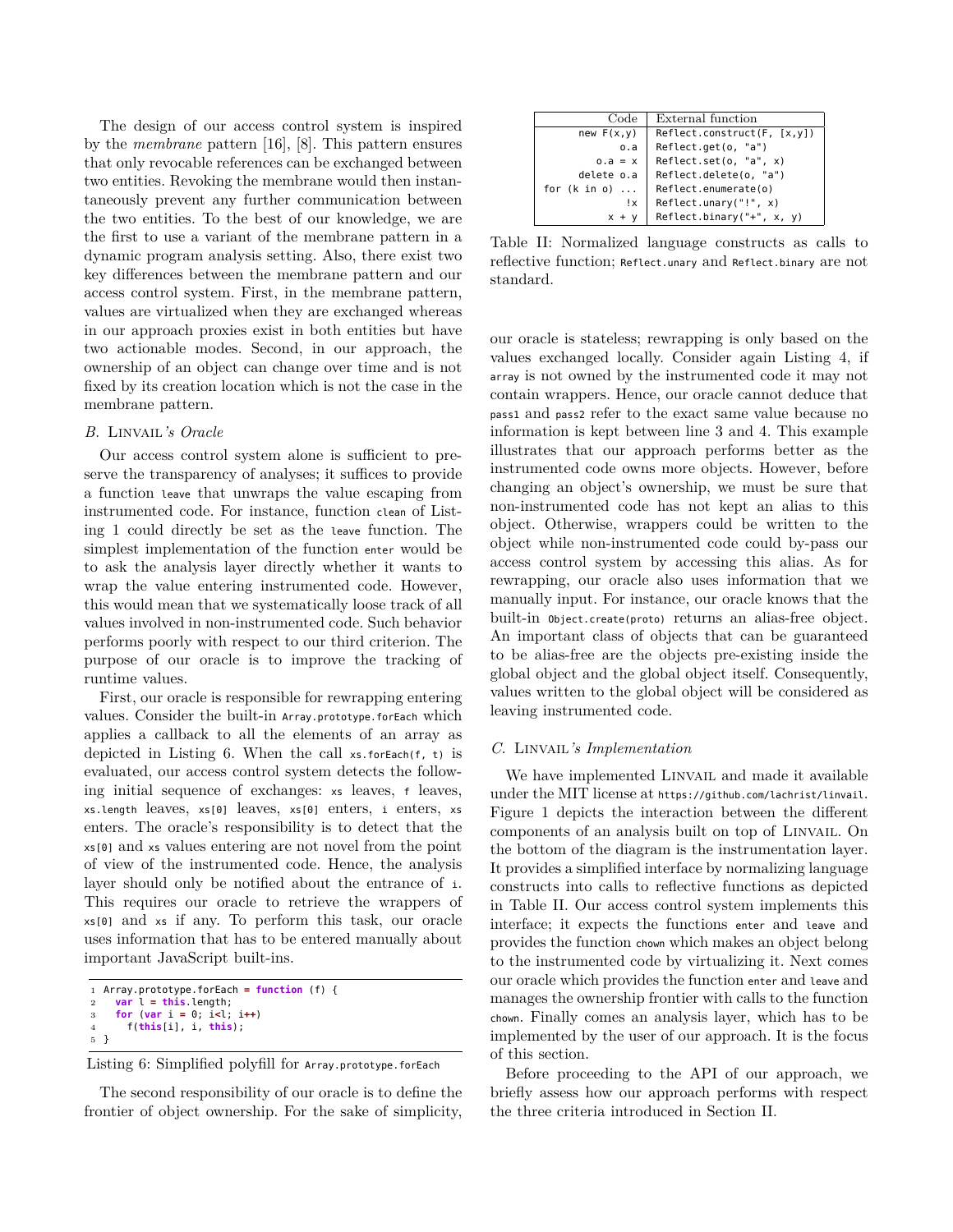The design of our access control system is inspired by the *membrane* pattern [16], [8]. This pattern ensures that only revocable references can be exchanged between two entities. Revoking the membrane would then instantaneously prevent any further communication between the two entities. To the best of our knowledge, we are the first to use a variant of the membrane pattern in a dynamic program analysis setting. Also, there exist two key differences between the membrane pattern and our access control system. First, in the membrane pattern, values are virtualized when they are exchanged whereas in our approach proxies exist in both entities but have two actionable modes. Second, in our approach, the ownership of an object can change over time and is not fixed by its creation location which is not the case in the membrane pattern.

### B. Linvail*'s Oracle*

Our access control system alone is sufficient to preserve the transparency of analyses; it suffices to provide a function `leave` that unwraps the value escaping from instrumented code. For instance, function `clean` of Listing 1 could directly be set as the `leave` function. The simplest implementation of the function `enter` would be to ask the analysis layer directly whether it wants to wrap the value entering instrumented code. However, this would mean that we systematically loose track of all values involved in non-instrumented code. Such behavior performs poorly with respect to our third criterion. The purpose of our oracle is to improve the tracking of runtime values.

First, our oracle is responsible for rewrapping entering values. Consider the built-in `Array.prototype.forEach` which applies a callback to all the elements of an array as depicted in Listing 6. When the call `xs.forEach(f, t)` is evaluated, our access control system detects the following initial sequence of exchanges: `xs` leaves, `f` leaves, `xs.length` leaves, `xs[0]` leaves, `xs[0]` enters, `i` enters, `xs` enters. The oracle's responsibility is to detect that the `xs[0]` and `xs` values entering are not novel from the point of view of the instrumented code. Hence, the analysis layer should only be notified about the entrance of `i`. This requires our oracle to retrieve the wrappers of `xs[0]` and `xs` if any. To perform this task, our oracle uses information that has to be entered manually about important JavaScript built-ins.

```
1 Array.prototype.forEach = function (f) {
2   var l = this.length;
3   for (var i = 0; i<l; i++)
4     f(this[i], i, this);
5 }
```

Listing 6: Simplified polyfill for `Array.prototype.forEach`

The second responsibility of our oracle is to define the frontier of object ownership. For the sake of simplicity, our oracle is stateless; rewrapping is only based on the values exchanged locally. Consider again Listing 4, if `array` is not owned by the instrumented code it may not contain wrappers. Hence, our oracle cannot deduce that `pass1` and `pass2` refer to the exact same value because no information is kept between line 3 and 4. This example illustrates that our approach performs better as the instrumented code owns more objects. However, before changing an object's ownership, we must be sure that non-instrumented code has not kept an alias to this object. Otherwise, wrappers could be written to the object while non-instrumented code could by-pass our access control system by accessing this alias. As for rewrapping, our oracle also uses information that we manually input. For instance, our oracle knows that the built-in `Object.create(proto)` returns an alias-free object. An important class of objects that can be guaranteed to be alias-free are the objects pre-existing inside the global object and the global object itself. Consequently, values written to the global object will be considered as leaving instrumented code.

| Code | External function |
|---:|---|
| `new F(x,y)` | `Reflect.construct(F, [x,y])` |
| `o.a` | `Reflect.get(o, "a")` |
| `o.a = x` | `Reflect.set(o, "a", x)` |
| `delete o.a` | `Reflect.delete(o, "a")` |
| `for (k in o) ...` | `Reflect.enumerate(o)` |
| `!x` | `Reflect.unary("!", x)` |
| `x + y` | `Reflect.binary("+", x, y)` |

Table II: Normalized language constructs as calls to reflective function; `Reflect.unary` and `Reflect.binary` are not standard.

### C. Linvail*'s Implementation*

We have implemented Linvail and made it available under the MIT license at `https://github.com/lachrist/linvail`. Figure 1 depicts the interaction between the different components of an analysis built on top of Linvail. On the bottom of the diagram is the instrumentation layer. It provides a simplified interface by normalizing language constructs into calls to reflective functions as depicted in Table II. Our access control system implements this interface; it expects the functions `enter` and `leave` and provides the function `chown` which makes an object belong to the instrumented code by virtualizing it. Next comes our oracle which provides the function `enter` and `leave` and manages the ownership frontier with calls to the function `chown`. Finally comes an analysis layer, which has to be implemented by the user of our approach. It is the focus of this section.

Before proceeding to the API of our approach, we briefly assess how our approach performs with respect the three criteria introduced in Section II.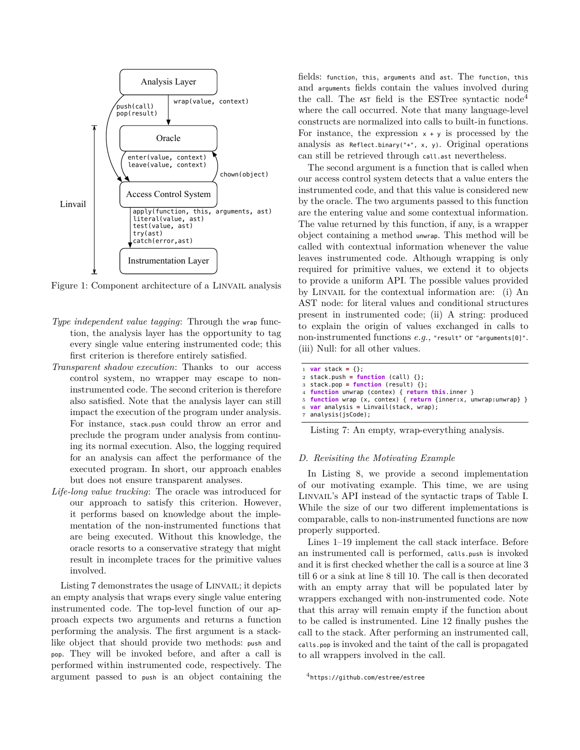Figure 1: Component architecture of a LINVAIL analysis

*Type independent value tagging*: Through the `wrap` function, the analysis layer has the opportunity to tag every single value entering instrumented code; this first criterion is therefore entirely satisfied.

*Transparent shadow execution*: Thanks to our access control system, no wrapper may escape to non-instrumented code. The second criterion is therefore also satisfied. Note that the analysis layer can still impact the execution of the program under analysis. For instance, `stack.push` could throw an error and preclude the program under analysis from continuing its normal execution. Also, the logging required for an analysis can affect the performance of the executed program. In short, our approach enables but does not ensure transparent analyses.

*Life-long value tracking*: The oracle was introduced for our approach to satisfy this criterion. However, it performs based on knowledge about the implementation of the non-instrumented functions that are being executed. Without this knowledge, the oracle resorts to a conservative strategy that might result in incomplete traces for the primitive values involved.

Listing 7 demonstrates the usage of LINVAIL; it depicts an empty analysis that wraps every single value entering instrumented code. The top-level function of our approach expects two arguments and returns a function performing the analysis. The first argument is a stack-like object that should provide two methods: `push` and `pop`. They will be invoked before, and after a call is performed within instrumented code, respectively. The argument passed to `push` is an object containing the fields: `function`, `this`, `arguments` and `ast`. The `function`, `this` and `arguments` fields contain the values involved during the call. The `AST` field is the ESTree syntactic node[4] where the call occurred. Note that many language-level constructs are normalized into calls to built-in functions. For instance, the expression `x + y` is processed by the analysis as `Reflect.binary("+", x, y)`. Original operations can still be retrieved through `call.ast` nevertheless.

The second argument is a function that is called when our access control system detects that a value enters the instrumented code, and that this value is considered new by the oracle. The two arguments passed to this function are the entering value and some contextual information. The value returned by this function, if any, is a wrapper object containing a method `unwrap`. This method will be called with contextual information whenever the value leaves instrumented code. Although wrapping is only required for primitive values, we extend it to objects to provide a uniform API. The possible values provided by LINVAIL for the contextual information are: (i) An AST node: for literal values and conditional structures present in instrumented code; (ii) A string: produced to explain the origin of values exchanged in calls to non-instrumented functions *e.g.,* `"result"` or `"arguments[0]"`. (iii) Null: for all other values.

```
1 var stack = {};
2 stack.push = function (call) {};
3 stack.pop = function (result) {};
4 function unwrap (contex) { return this.inner }
5 function wrap (x, contex) { return {inner:x, unwrap:unwrap} }
6 var analysis = Linvail(stack, wrap);
7 analysis(jsCode);
```

Listing 7: An empty, wrap-everything analysis.

### D. Revisiting the Motivating Example

In Listing 8, we provide a second implementation of our motivating example. This time, we are using LINVAIL's API instead of the syntactic traps of Table I. While the size of our two different implementations is comparable, calls to non-instrumented functions are now properly supported.

Lines 1–19 implement the call stack interface. Before an instrumented call is performed, `calls.push` is invoked and it is first checked whether the call is a source at line 3 till 6 or a sink at line 8 till 10. The call is then decorated with an empty array that will be populated later by wrappers exchanged with non-instrumented code. Note that this array will remain empty if the function about to be called is instrumented. Line 12 finally pushes the call to the stack. After performing an instrumented call, `calls.pop` is invoked and the taint of the call is propagated to all wrappers involved in the call.

[4] https://github.com/estree/estree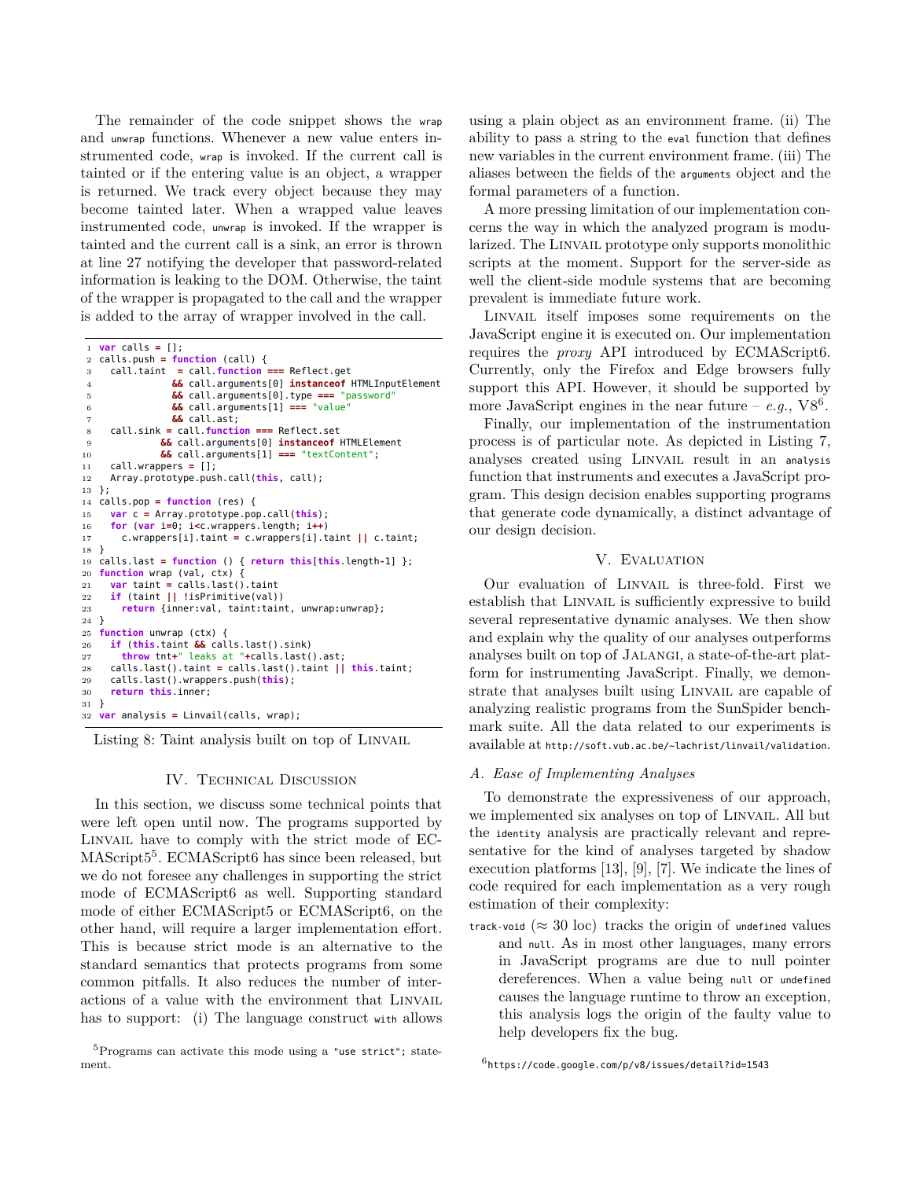The remainder of the code snippet shows the `wrap` and `unwrap` functions. Whenever a new value enters instrumented code, `wrap` is invoked. If the current call is tainted or if the entering value is an object, a wrapper is returned. We track every object because they may become tainted later. When a wrapped value leaves instrumented code, `unwrap` is invoked. If the wrapper is tainted and the current call is a sink, an error is thrown at line 27 notifying the developer that password-related information is leaking to the DOM. Otherwise, the taint of the wrapper is propagated to the call and the wrapper is added to the array of wrapper involved in the call.

```
1  var calls = [];
2  calls.push = function (call) {
3    call.taint  = call.function === Reflect.get
4               && call.arguments[0] instanceof HTMLInputElement
5               && call.arguments[0].type === "password"
6               && call.arguments[1] === "value"
7               && call.ast;
8    call.sink = call.function === Reflect.set
9             && call.arguments[0] instanceof HTMLElement
10            && call.arguments[1] === "textContent";
11   call.wrappers = [];
12   Array.prototype.push.call(this, call);
13 };
14 calls.pop = function (res) {
15   var c = Array.prototype.pop.call(this);
16   for (var i=0; i<c.wrappers.length; i++)
17     c.wrappers[i].taint = c.wrappers[i].taint || c.taint;
18 }
19 calls.last = function () { return this[this.length-1] };
20 function wrap (val, ctx) {
21   var taint = calls.last().taint
22   if (taint || !isPrimitive(val))
23     return {inner:val, taint:taint, unwrap:unwrap};
24 }
25 function unwrap (ctx) {
26   if (this.taint && calls.last().sink)
27     throw tnt+" leaks at "+calls.last().ast;
28   calls.last().taint = calls.last().taint || this.taint;
29   calls.last().wrappers.push(this);
30   return this.inner;
31 }
32 var analysis = Linvail(calls, wrap);
```

Listing 8: Taint analysis built on top of LINVAIL

## IV. Technical Discussion

In this section, we discuss some technical points that were left open until now. The programs supported by LINVAIL have to comply with the strict mode of ECMAScript5[5]. ECMAScript6 has since been released, but we do not foresee any challenges in supporting the strict mode of ECMAScript6 as well. Supporting standard mode of either ECMAScript5 or ECMAScript6, on the other hand, will require a larger implementation effort. This is because strict mode is an alternative to the standard semantics that protects programs from some common pitfalls. It also reduces the number of interactions of a value with the environment that LINVAIL has to support: (i) The language construct `with` allows using a plain object as an environment frame. (ii) The ability to pass a string to the `eval` function that defines new variables in the current environment frame. (iii) The aliases between the fields of the `arguments` object and the formal parameters of a function.

A more pressing limitation of our implementation concerns the way in which the analyzed program is modularized. The LINVAIL prototype only supports monolithic scripts at the moment. Support for the server-side as well the client-side module systems that are becoming prevalent is immediate future work.

LINVAIL itself imposes some requirements on the JavaScript engine it is executed on. Our implementation requires the *proxy* API introduced by ECMAScript6. Currently, only the Firefox and Edge browsers fully support this API. However, it should be supported by more JavaScript engines in the near future – *e.g.,* V8[6].

Finally, our implementation of the instrumentation process is of particular note. As depicted in Listing 7, analyses created using LINVAIL result in an `analysis` function that instruments and executes a JavaScript program. This design decision enables supporting programs that generate code dynamically, a distinct advantage of our design decision.

## V. Evaluation

Our evaluation of LINVAIL is three-fold. First we establish that LINVAIL is sufficiently expressive to build several representative dynamic analyses. We then show and explain why the quality of our analyses outperforms analyses built on top of JALANGI, a state-of-the-art platform for instrumenting JavaScript. Finally, we demonstrate that analyses built using LINVAIL are capable of analyzing realistic programs from the SunSpider benchmark suite. All the data related to our experiments is available at `http://soft.vub.ac.be/~lachrist/linvail/validation`.

### A. Ease of Implementing Analyses

To demonstrate the expressiveness of our approach, we implemented six analyses on top of LINVAIL. All but the `identity` analysis are practically relevant and representative for the kind of analyses targeted by shadow execution platforms [13], [9], [7]. We indicate the lines of code required for each implementation as a very rough estimation of their complexity:

- `track-void` ($\approx 30$ loc) tracks the origin of `undefined` values and `null`. As in most other languages, many errors in JavaScript programs are due to null pointer dereferences. When a value being `null` or `undefined` causes the language runtime to throw an exception, this analysis logs the origin of the faulty value to help developers fix the bug.

[5] Programs can activate this mode using a `"use strict";` statement.

[6] `https://code.google.com/p/v8/issues/detail?id=1543`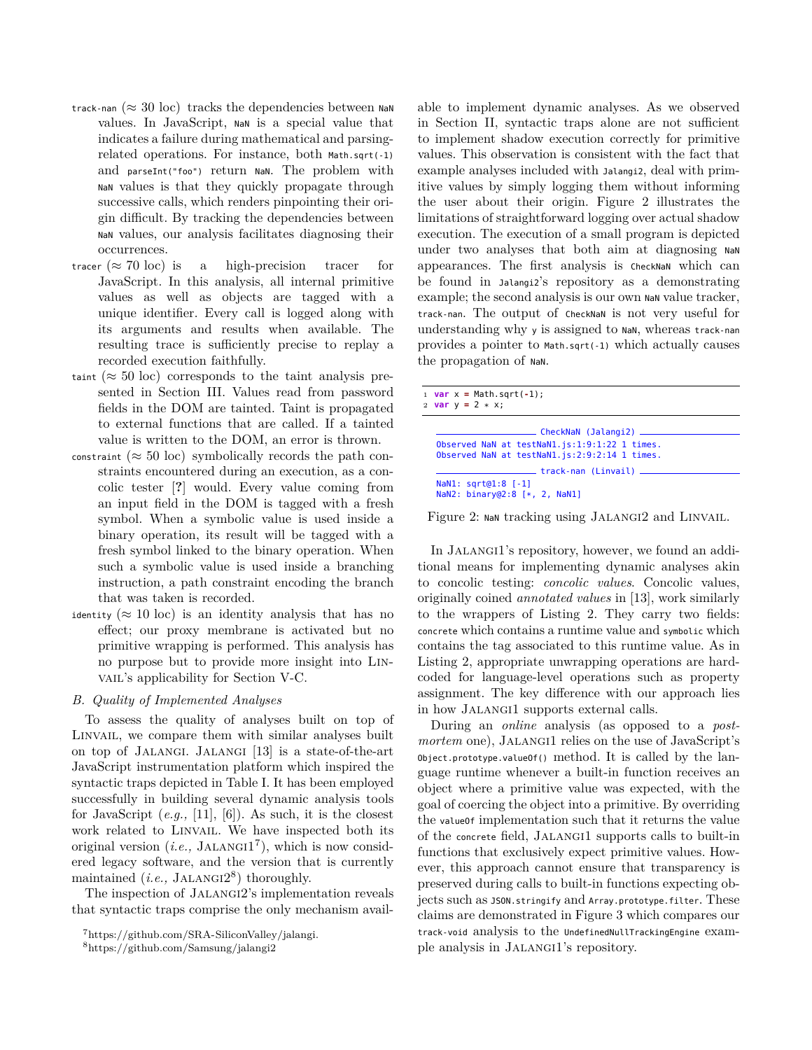- `track-nan` (≈ 30 loc) tracks the dependencies between `NaN` values. In JavaScript, `NaN` is a special value that indicates a failure during mathematical and parsing-related operations. For instance, both `Math.sqrt(-1)` and `parseInt("foo")` return `NaN`. The problem with `NaN` values is that they quickly propagate through successive calls, which renders pinpointing their origin difficult. By tracking the dependencies between `NaN` values, our analysis facilitates diagnosing their occurrences.
- `tracer` (≈ 70 loc) is a high-precision tracer for JavaScript. In this analysis, all internal primitive values as well as objects are tagged with a unique identifier. Every call is logged along with its arguments and results when available. The resulting trace is sufficiently precise to replay a recorded execution faithfully.
- `taint` (≈ 50 loc) corresponds to the taint analysis presented in Section III. Values read from password fields in the DOM are tainted. Taint is propagated to external functions that are called. If a tainted value is written to the DOM, an error is thrown.
- `constraint` (≈ 50 loc) symbolically records the path constraints encountered during an execution, as a concolic tester [?] would. Every value coming from an input field in the DOM is tagged with a fresh symbol. When a symbolic value is used inside a binary operation, its result will be tagged with a fresh symbol linked to the binary operation. When such a symbolic value is used inside a branching instruction, a path constraint encoding the branch that was taken is recorded.
- `identity` (≈ 10 loc) is an identity analysis that has no effect; our proxy membrane is activated but no primitive wrapping is performed. This analysis has no purpose but to provide more insight into LINVAIL's applicability for Section V-C.

### B. Quality of Implemented Analyses

To assess the quality of analyses built on top of LINVAIL, we compare them with similar analyses built on top of JALANGI. JALANGI [13] is a state-of-the-art JavaScript instrumentation platform which inspired the syntactic traps depicted in Table I. It has been employed successfully in building several dynamic analysis tools for JavaScript (*e.g.,* [11], [6]). As such, it is the closest work related to LINVAIL. We have inspected both its original version (*i.e.,* JALANGI1[7]), which is now considered legacy software, and the version that is currently maintained (*i.e.,* JALANGI2[8]) thoroughly.

The inspection of JALANGI2's implementation reveals that syntactic traps comprise the only mechanism available to implement dynamic analyses. As we observed in Section II, syntactic traps alone are not sufficient to implement shadow execution correctly for primitive values. This observation is consistent with the fact that example analyses included with `Jalangi2`, deal with primitive values by simply logging them without informing the user about their origin. Figure 2 illustrates the limitations of straightforward logging over actual shadow execution. The execution of a small program is depicted under two analyses that both aim at diagnosing `NaN` appearances. The first analysis is `CheckNaN` which can be found in `Jalangi2`'s repository as a demonstrating example; the second analysis is our own `NaN` value tracker, `track-nan`. The output of `CheckNaN` is not very useful for understanding why `y` is assigned to `NaN`, whereas `track-nan` provides a pointer to `Math.sqrt(-1)` which actually causes the propagation of `NaN`.

```
1 var x = Math.sqrt(-1);
2 var y = 2 * x;
```

```
______________ CheckNaN (Jalangi2) ______________
Observed NaN at testNaN1.js:1:9:1:22 1 times.
Observed NaN at testNaN1.js:2:9:2:14 1 times.
______________ track-nan (Linvail) ______________
NaN1: sqrt@1:8 [-1]
NaN2: binary@2:8 [*, 2, NaN1]
```

Figure 2: `NaN` tracking using JALANGI2 and LINVAIL.

In JALANGI1's repository, however, we found an additional means for implementing dynamic analyses akin to concolic testing: *concolic values*. Concolic values, originally coined *annotated values* in [13], work similarly to the wrappers of Listing 2. They carry two fields: `concrete` which contains a runtime value and `symbolic` which contains the tag associated to this runtime value. As in Listing 2, appropriate unwrapping operations are hardcoded for language-level operations such as property assignment. The key difference with our approach lies in how JALANGI1 supports external calls.

During an *online* analysis (as opposed to a *post-mortem* one), JALANGI1 relies on the use of JavaScript's `Object.prototype.valueOf()` method. It is called by the language runtime whenever a built-in function receives an object where a primitive value was expected, with the goal of coercing the object into a primitive. By overriding the `valueOf` implementation such that it returns the value of the `concrete` field, JALANGI1 supports calls to built-in functions that exclusively expect primitive values. However, this approach cannot ensure that transparency is preserved during calls to built-in functions expecting objects such as `JSON.stringify` and `Array.prototype.filter`. These claims are demonstrated in Figure 3 which compares our `track-void` analysis to the `UndefinedNullTrackingEngine` example analysis in JALANGI1's repository.

[7] https://github.com/SRA-SiliconValley/jalangi.

[8] https://github.com/Samsung/jalangi2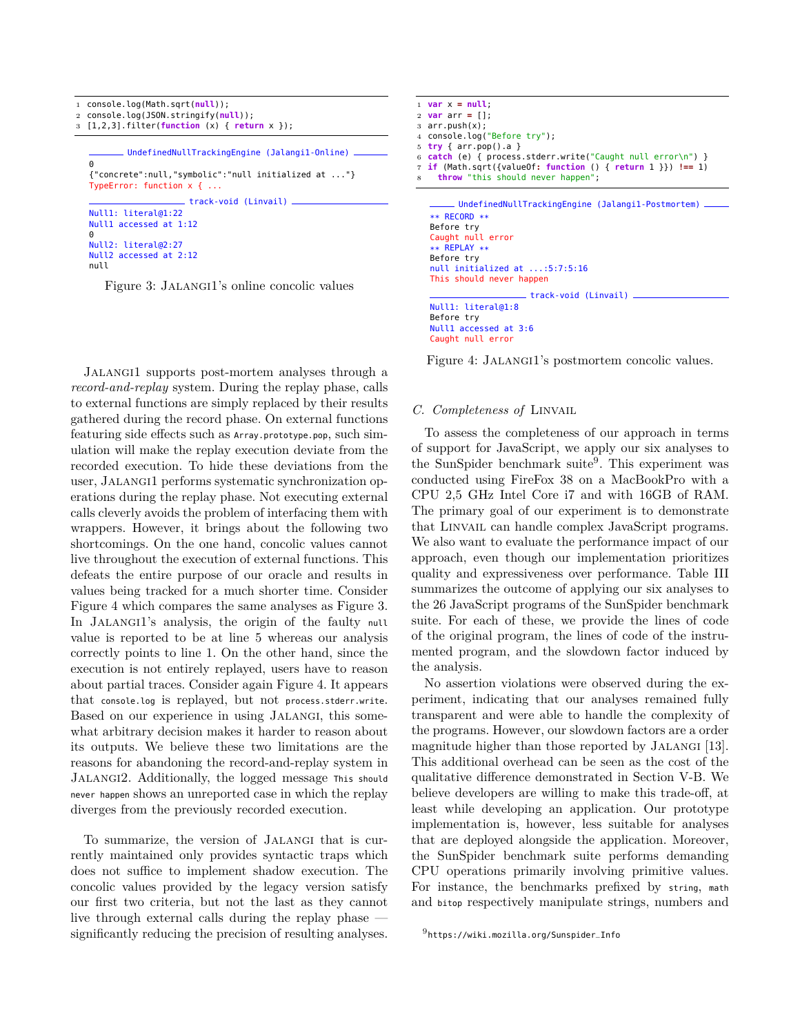```
1 console.log(Math.sqrt(null));
2 console.log(JSON.stringify(null));
3 [1,2,3].filter(function (x) { return x });
```

```
______ UndefinedNullTrackingEngine (Jalangi1-Online) ______
0
{"concrete":null,"symbolic":"null initialized at ..."}
TypeError: function x { ...
_______________ track-void (Linvail) _______________
Null1: literal@1:22
Null1 accessed at 1:12
0
Null2: literal@2:27
Null2 accessed at 2:12
null
```

Figure 3: Jalangi1's online concolic values

Jalangi1 supports post-mortem analyses through a *record-and-replay* system. During the replay phase, calls to external functions are simply replaced by their results gathered during the record phase. On external functions featuring side effects such as `Array.prototype.pop`, such simulation will make the replay execution deviate from the recorded execution. To hide these deviations from the user, Jalangi1 performs systematic synchronization operations during the replay phase. Not executing external calls cleverly avoids the problem of interfacing them with wrappers. However, it brings about the following two shortcomings. On the one hand, concolic values cannot live throughout the execution of external functions. This defeats the entire purpose of our oracle and results in values being tracked for a much shorter time. Consider Figure 4 which compares the same analyses as Figure 3. In Jalangi1's analysis, the origin of the faulty `null` value is reported to be at line 5 whereas our analysis correctly points to line 1. On the other hand, since the execution is not entirely replayed, users have to reason about partial traces. Consider again Figure 4. It appears that `console.log` is replayed, but not `process.stderr.write`. Based on our experience in using Jalangi, this somewhat arbitrary decision makes it harder to reason about its outputs. We believe these two limitations are the reasons for abandoning the record-and-replay system in Jalangi2. Additionally, the logged message `This should never happen` shows an unreported case in which the replay diverges from the previously recorded execution.

To summarize, the version of Jalangi that is currently maintained only provides syntactic traps which does not suffice to implement shadow execution. The concolic values provided by the legacy version satisfy our first two criteria, but not the last as they cannot live through external calls during the replay phase — significantly reducing the precision of resulting analyses.

```
1 var x = null;
2 var arr = [];
3 arr.push(x);
4 console.log("Before try");
5 try { arr.pop().a }
6 catch (e) { process.stderr.write("Caught null error\n") }
7 if (Math.sqrt({valueOf: function () { return 1 }}) !== 1)
8   throw "this should never happen";
```

```
____ UndefinedNullTrackingEngine (Jalangi1-Postmortem) ____
** RECORD **
Before try
Caught null error
** REPLAY **
Before try
null initialized at ...:5:7:5:16
This should never happen
_______________ track-void (Linvail) _______________
Null1: literal@1:8
Before try
Null1 accessed at 3:6
Caught null error
```

Figure 4: Jalangi1's postmortem concolic values.

### C. Completeness of Linvail

To assess the completeness of our approach in terms of support for JavaScript, we apply our six analyses to the SunSpider benchmark suite[9]. This experiment was conducted using FireFox 38 on a MacBookPro with a CPU 2,5 GHz Intel Core i7 and with 16GB of RAM. The primary goal of our experiment is to demonstrate that Linvail can handle complex JavaScript programs. We also want to evaluate the performance impact of our approach, even though our implementation prioritizes quality and expressiveness over performance. Table III summarizes the outcome of applying our six analyses to the 26 JavaScript programs of the SunSpider benchmark suite. For each of these, we provide the lines of code of the original program, the lines of code of the instrumented program, and the slowdown factor induced by the analysis.

No assertion violations were observed during the experiment, indicating that our analyses remained fully transparent and were able to handle the complexity of the programs. However, our slowdown factors are a order magnitude higher than those reported by Jalangi [13]. This additional overhead can be seen as the cost of the qualitative difference demonstrated in Section V-B. We believe developers are willing to make this trade-off, at least while developing an application. Our prototype implementation is, however, less suitable for analyses that are deployed alongside the application. Moreover, the SunSpider benchmark suite performs demanding CPU operations primarily involving primitive values. For instance, the benchmarks prefixed by `string`, `math` and `bitop` respectively manipulate strings, numbers and

[9] https://wiki.mozilla.org/Sunspider_Info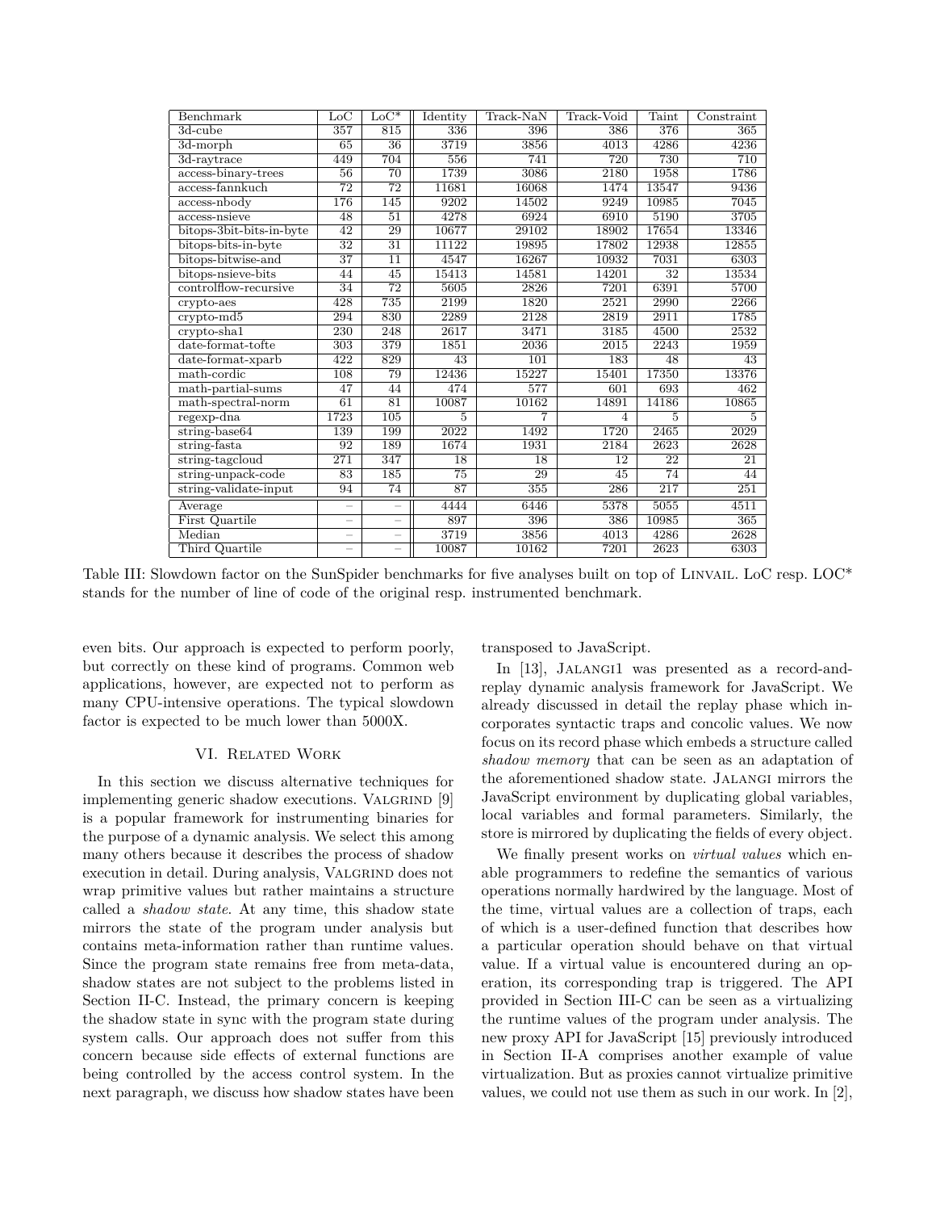| Benchmark | LoC | LoC* | Identity | Track-NaN | Track-Void | Taint | Constraint |
|---|---|---|---|---|---|---|---|
| 3d-cube | 357 | 815 | 336 | 396 | 386 | 376 | 365 |
| 3d-morph | 65 | 36 | 3719 | 3856 | 4013 | 4286 | 4236 |
| 3d-raytrace | 449 | 704 | 556 | 741 | 720 | 730 | 710 |
| access-binary-trees | 56 | 70 | 1739 | 3086 | 2180 | 1958 | 1786 |
| access-fannkuch | 72 | 72 | 11681 | 16068 | 1474 | 13547 | 9436 |
| access-nbody | 176 | 145 | 9202 | 14502 | 9249 | 10985 | 7045 |
| access-nsieve | 48 | 51 | 4278 | 6924 | 6910 | 5190 | 3705 |
| bitops-3bit-bits-in-byte | 42 | 29 | 10677 | 29102 | 18902 | 17654 | 13346 |
| bitops-bits-in-byte | 32 | 31 | 11122 | 19895 | 17802 | 12938 | 12855 |
| bitops-bitwise-and | 37 | 11 | 4547 | 16267 | 10932 | 7031 | 6303 |
| bitops-nsieve-bits | 44 | 45 | 15413 | 14581 | 14201 | 32 | 13534 |
| controlflow-recursive | 34 | 72 | 5605 | 2826 | 7201 | 6391 | 5700 |
| crypto-aes | 428 | 735 | 2199 | 1820 | 2521 | 2990 | 2266 |
| crypto-md5 | 294 | 830 | 2289 | 2128 | 2819 | 2911 | 1785 |
| crypto-sha1 | 230 | 248 | 2617 | 3471 | 3185 | 4500 | 2532 |
| date-format-tofte | 303 | 379 | 1851 | 2036 | 2015 | 2243 | 1959 |
| date-format-xparb | 422 | 829 | 43 | 101 | 183 | 48 | 43 |
| math-cordic | 108 | 79 | 12436 | 15227 | 15401 | 17350 | 13376 |
| math-partial-sums | 47 | 44 | 474 | 577 | 601 | 693 | 462 |
| math-spectral-norm | 61 | 81 | 10087 | 10162 | 14891 | 14186 | 10865 |
| regexp-dna | 1723 | 105 | 5 | 7 | 4 | 5 | 5 |
| string-base64 | 139 | 199 | 2022 | 1492 | 1720 | 2465 | 2029 |
| string-fasta | 92 | 189 | 1674 | 1931 | 2184 | 2623 | 2628 |
| string-tagcloud | 271 | 347 | 18 | 18 | 12 | 22 | 21 |
| string-unpack-code | 83 | 185 | 75 | 29 | 45 | 74 | 44 |
| string-validate-input | 94 | 74 | 87 | 355 | 286 | 217 | 251 |
| Average | – | – | 4444 | 6446 | 5378 | 5055 | 4511 |
| First Quartile | – | – | 897 | 396 | 386 | 10985 | 365 |
| Median | – | – | 3719 | 3856 | 4013 | 4286 | 2628 |
| Third Quartile | – | – | 10087 | 10162 | 7201 | 2623 | 6303 |

Table III: Slowdown factor on the SunSpider benchmarks for five analyses built on top of Linvail. LoC resp. LOC* stands for the number of line of code of the original resp. instrumented benchmark.

even bits. Our approach is expected to perform poorly, but correctly on these kind of programs. Common web applications, however, are expected not to perform as many CPU-intensive operations. The typical slowdown factor is expected to be much lower than 5000X.

## VI. Related Work

In this section we discuss alternative techniques for implementing generic shadow executions. Valgrind [9] is a popular framework for instrumenting binaries for the purpose of a dynamic analysis. We select this among many others because it describes the process of shadow execution in detail. During analysis, Valgrind does not wrap primitive values but rather maintains a structure called a *shadow state*. At any time, this shadow state mirrors the state of the program under analysis but contains meta-information rather than runtime values. Since the program state remains free from meta-data, shadow states are not subject to the problems listed in Section II-C. Instead, the primary concern is keeping the shadow state in sync with the program state during system calls. Our approach does not suffer from this concern because side effects of external functions are being controlled by the access control system. In the next paragraph, we discuss how shadow states have been transposed to JavaScript.

In [13], Jalangi1 was presented as a record-and-replay dynamic analysis framework for JavaScript. We already discussed in detail the replay phase which incorporates syntactic traps and concolic values. We now focus on its record phase which embeds a structure called *shadow memory* that can be seen as an adaptation of the aforementioned shadow state. Jalangi mirrors the JavaScript environment by duplicating global variables, local variables and formal parameters. Similarly, the store is mirrored by duplicating the fields of every object.

We finally present works on *virtual values* which enable programmers to redefine the semantics of various operations normally hardwired by the language. Most of the time, virtual values are a collection of traps, each of which is a user-defined function that describes how a particular operation should behave on that virtual value. If a virtual value is encountered during an operation, its corresponding trap is triggered. The API provided in Section III-C can be seen as a virtualizing the runtime values of the program under analysis. The new proxy API for JavaScript [15] previously introduced in Section II-A comprises another example of value virtualization. But as proxies cannot virtualize primitive values, we could not use them as such in our work. In [2],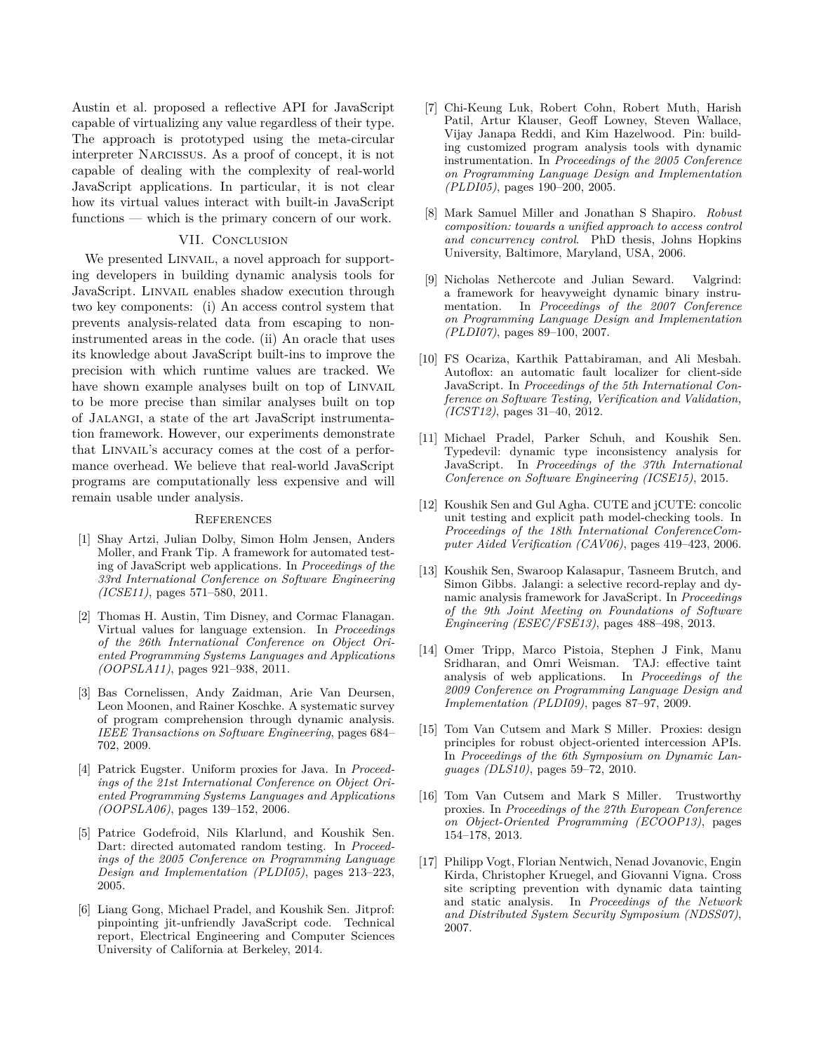Austin et al. proposed a reflective API for JavaScript capable of virtualizing any value regardless of their type. The approach is prototyped using the meta-circular interpreter Narcissus. As a proof of concept, it is not capable of dealing with the complexity of real-world JavaScript applications. In particular, it is not clear how its virtual values interact with built-in JavaScript functions — which is the primary concern of our work.

## VII. Conclusion

We presented Linvail, a novel approach for supporting developers in building dynamic analysis tools for JavaScript. Linvail enables shadow execution through two key components: (i) An access control system that prevents analysis-related data from escaping to non-instrumented areas in the code. (ii) An oracle that uses its knowledge about JavaScript built-ins to improve the precision with which runtime values are tracked. We have shown example analyses built on top of Linvail to be more precise than similar analyses built on top of Jalangi, a state of the art JavaScript instrumentation framework. However, our experiments demonstrate that Linvail's accuracy comes at the cost of a performance overhead. We believe that real-world JavaScript programs are computationally less expensive and will remain usable under analysis.

## References

[1] Shay Artzi, Julian Dolby, Simon Holm Jensen, Anders Moller, and Frank Tip. A framework for automated testing of JavaScript web applications. In *Proceedings of the 33rd International Conference on Software Engineering (ICSE11)*, pages 571–580, 2011.

[2] Thomas H. Austin, Tim Disney, and Cormac Flanagan. Virtual values for language extension. In *Proceedings of the 26th International Conference on Object Oriented Programming Systems Languages and Applications (OOPSLA11)*, pages 921–938, 2011.

[3] Bas Cornelissen, Andy Zaidman, Arie Van Deursen, Leon Moonen, and Rainer Koschke. A systematic survey of program comprehension through dynamic analysis. *IEEE Transactions on Software Engineering*, pages 684–702, 2009.

[4] Patrick Eugster. Uniform proxies for Java. In *Proceedings of the 21st International Conference on Object Oriented Programming Systems Languages and Applications (OOPSLA06)*, pages 139–152, 2006.

[5] Patrice Godefroid, Nils Klarlund, and Koushik Sen. Dart: directed automated random testing. In *Proceedings of the 2005 Conference on Programming Language Design and Implementation (PLDI05)*, pages 213–223, 2005.

[6] Liang Gong, Michael Pradel, and Koushik Sen. Jitprof: pinpointing jit-unfriendly JavaScript code. Technical report, Electrical Engineering and Computer Sciences University of California at Berkeley, 2014.

[7] Chi-Keung Luk, Robert Cohn, Robert Muth, Harish Patil, Artur Klauser, Geoff Lowney, Steven Wallace, Vijay Janapa Reddi, and Kim Hazelwood. Pin: building customized program analysis tools with dynamic instrumentation. In *Proceedings of the 2005 Conference on Programming Language Design and Implementation (PLDI05)*, pages 190–200, 2005.

[8] Mark Samuel Miller and Jonathan S Shapiro. *Robust composition: towards a unified approach to access control and concurrency control*. PhD thesis, Johns Hopkins University, Baltimore, Maryland, USA, 2006.

[9] Nicholas Nethercote and Julian Seward. Valgrind: a framework for heavyweight dynamic binary instrumentation. In *Proceedings of the 2007 Conference on Programming Language Design and Implementation (PLDI07)*, pages 89–100, 2007.

[10] FS Ocariza, Karthik Pattabiraman, and Ali Mesbah. Autoflox: an automatic fault localizer for client-side JavaScript. In *Proceedings of the 5th International Conference on Software Testing, Verification and Validation, (ICST12)*, pages 31–40, 2012.

[11] Michael Pradel, Parker Schuh, and Koushik Sen. Typedevil: dynamic type inconsistency analysis for JavaScript. In *Proceedings of the 37th International Conference on Software Engineering (ICSE15)*, 2015.

[12] Koushik Sen and Gul Agha. CUTE and jCUTE: concolic unit testing and explicit path model-checking tools. In *Proceedings of the 18th International ConferenceComputer Aided Verification (CAV06)*, pages 419–423, 2006.

[13] Koushik Sen, Swaroop Kalasapur, Tasneem Brutch, and Simon Gibbs. Jalangi: a selective record-replay and dynamic analysis framework for JavaScript. In *Proceedings of the 9th Joint Meeting on Foundations of Software Engineering (ESEC/FSE13)*, pages 488–498, 2013.

[14] Omer Tripp, Marco Pistoia, Stephen J Fink, Manu Sridharan, and Omri Weisman. TAJ: effective taint analysis of web applications. In *Proceedings of the 2009 Conference on Programming Language Design and Implementation (PLDI09)*, pages 87–97, 2009.

[15] Tom Van Cutsem and Mark S Miller. Proxies: design principles for robust object-oriented intercession APIs. In *Proceedings of the 6th Symposium on Dynamic Languages (DLS10)*, pages 59–72, 2010.

[16] Tom Van Cutsem and Mark S Miller. Trustworthy proxies. In *Proceedings of the 27th European Conference on Object-Oriented Programming (ECOOP13)*, pages 154–178, 2013.

[17] Philipp Vogt, Florian Nentwich, Nenad Jovanovic, Engin Kirda, Christopher Kruegel, and Giovanni Vigna. Cross site scripting prevention with dynamic data tainting and static analysis. In *Proceedings of the Network and Distributed System Security Symposium (NDSS07)*, 2007.